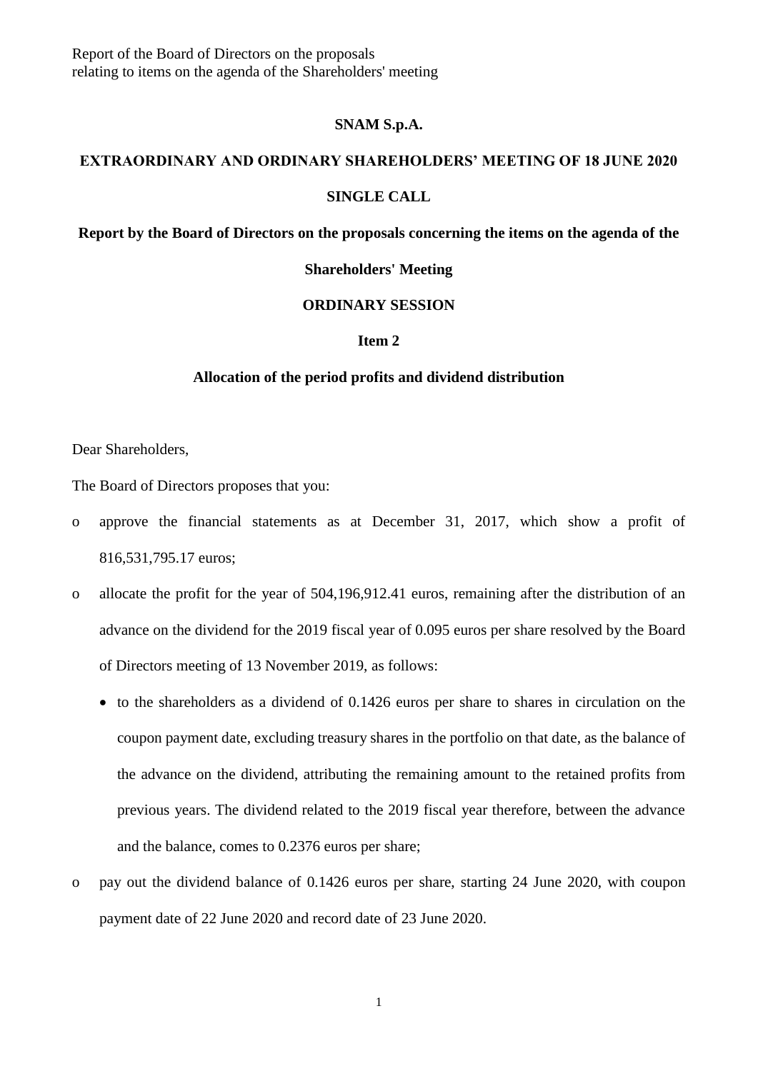Report of the Board of Directors on the proposals
relating to items on the agenda of the Shareholders' meeting

**SNAM S.p.A.**

**EXTRAORDINARY AND ORDINARY SHAREHOLDERS' MEETING OF 18 JUNE 2020**

**SINGLE CALL**

**Report by the Board of Directors on the proposals concerning the items on the agenda of the Shareholders' Meeting**

**ORDINARY SESSION**

**Item 2**

**Allocation of the period profits and dividend distribution**

Dear Shareholders,

The Board of Directors proposes that you:

- approve the financial statements as at December 31, 2017, which show a profit of 816,531,795.17 euros;
- allocate the profit for the year of 504,196,912.41 euros, remaining after the distribution of an advance on the dividend for the 2019 fiscal year of 0.095 euros per share resolved by the Board of Directors meeting of 13 November 2019, as follows:
  - to the shareholders as a dividend of 0.1426 euros per share to shares in circulation on the coupon payment date, excluding treasury shares in the portfolio on that date, as the balance of the advance on the dividend, attributing the remaining amount to the retained profits from previous years. The dividend related to the 2019 fiscal year therefore, between the advance and the balance, comes to 0.2376 euros per share;
- pay out the dividend balance of 0.1426 euros per share, starting 24 June 2020, with coupon payment date of 22 June 2020 and record date of 23 June 2020.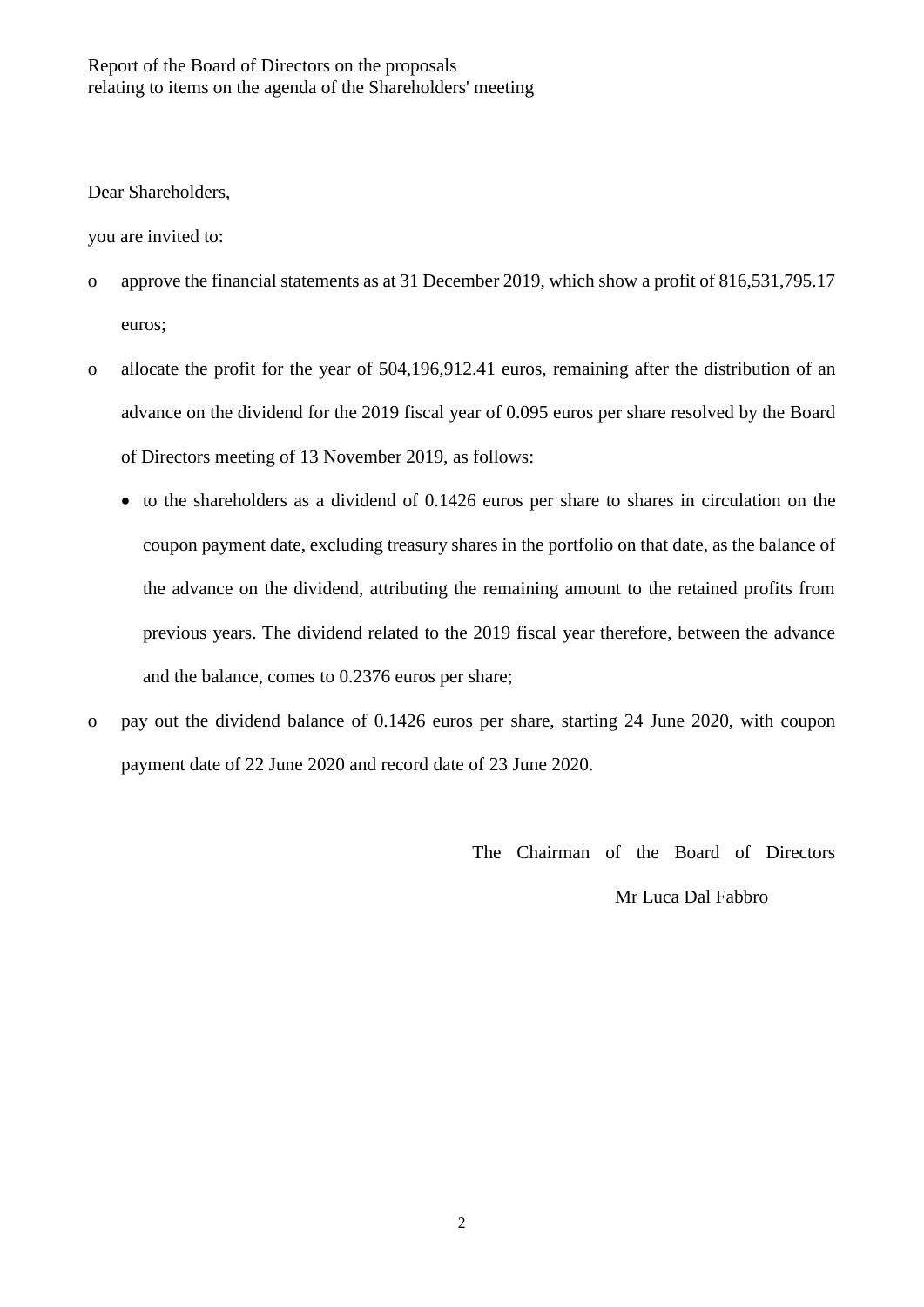Report of the Board of Directors on the proposals
relating to items on the agenda of the Shareholders' meeting

Dear Shareholders,

you are invited to:

- approve the financial statements as at 31 December 2019, which show a profit of 816,531,795.17 euros;
- allocate the profit for the year of 504,196,912.41 euros, remaining after the distribution of an advance on the dividend for the 2019 fiscal year of 0.095 euros per share resolved by the Board of Directors meeting of 13 November 2019, as follows:
  - to the shareholders as a dividend of 0.1426 euros per share to shares in circulation on the coupon payment date, excluding treasury shares in the portfolio on that date, as the balance of the advance on the dividend, attributing the remaining amount to the retained profits from previous years. The dividend related to the 2019 fiscal year therefore, between the advance and the balance, comes to 0.2376 euros per share;
- pay out the dividend balance of 0.1426 euros per share, starting 24 June 2020, with coupon payment date of 22 June 2020 and record date of 23 June 2020.

The Chairman of the Board of Directors

Mr Luca Dal Fabbro